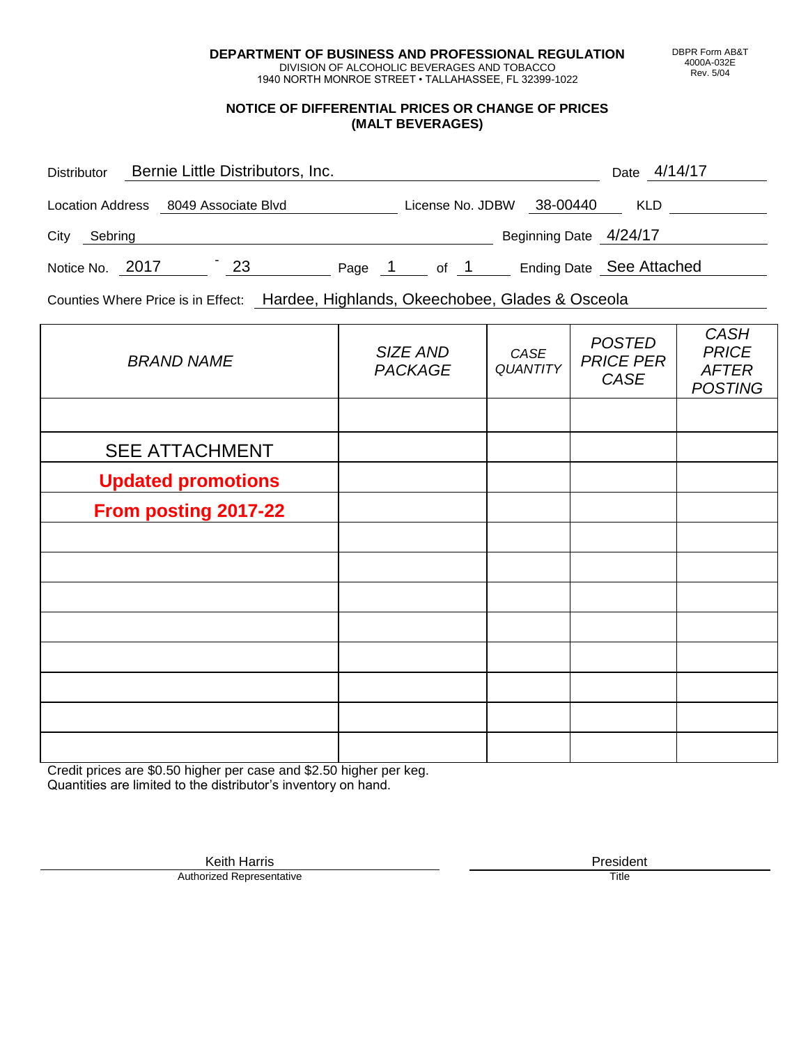DBPR Form AB&T 4000A-032E Rev. 5/04

**DEPARTMENT OF BUSINESS AND PROFESSIONAL REGULATION**
DIVISION OF ALCOHOLIC BEVERAGES AND TOBACCO
1940 NORTH MONROE STREET • TALLAHASSEE, FL 32399-1022

## NOTICE OF DIFFERENTIAL PRICES OR CHANGE OF PRICES (MALT BEVERAGES)

Distributor: Bernie Little Distributors, Inc. Date: 4/14/17

Location Address: 8049 Associate Blvd License No. JDBW 38-00440 KLD

City: Sebring Beginning Date: 4/24/17

Notice No. 2017 - 23 Page 1 of 1 Ending Date: See Attached

Counties Where Price is in Effect: Hardee, Highlands, Okeechobee, Glades & Osceola

| *BRAND NAME* | *SIZE AND PACKAGE* | *CASE QUANTITY* | *POSTED PRICE PER CASE* | *CASH PRICE AFTER POSTING* |
|---|---|---|---|---|
| | | | | |
| SEE ATTACHMENT | | | | |
| **Updated promotions** | | | | |
| **From posting 2017-22** | | | | |
| | | | | |
| | | | | |
| | | | | |
| | | | | |
| | | | | |
| | | | | |
| | | | | |
| | | | | |

Credit prices are $0.50 higher per case and $2.50 higher per keg.
Quantities are limited to the distributor's inventory on hand.

Keith Harris
Authorized Representative

President
Title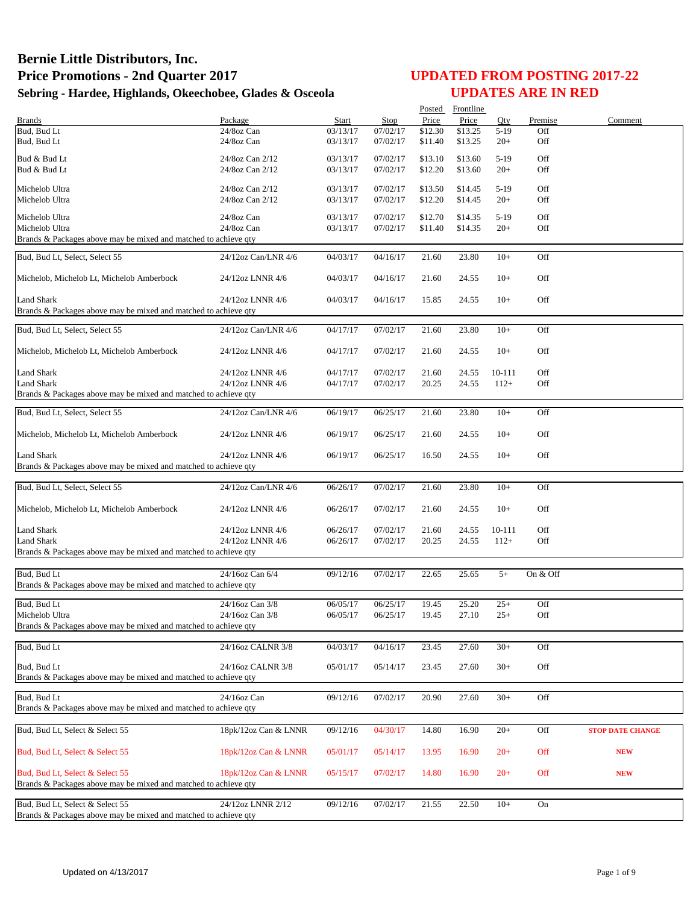# Bernie Little Distributors, Inc.
# Price Promotions - 2nd Quarter 2017
### Sebring - Hardee, Highlands, Okeechobee, Glades & Osceola

## UPDATED FROM POSTING 2017-22
## UPDATES ARE IN RED

| Brands | Package | Start | Stop | Posted Price | Frontline Price | Qty | Premise | Comment |
|---|---|---|---|---|---|---|---|---|
| Bud, Bud Lt | 24/8oz Can | 03/13/17 | 07/02/17 | $12.30 | $13.25 | 5-19 | Off | |
| Bud, Bud Lt | 24/8oz Can | 03/13/17 | 07/02/17 | $11.40 | $13.25 | 20+ | Off | |
| Bud & Bud Lt | 24/8oz Can 2/12 | 03/13/17 | 07/02/17 | $13.10 | $13.60 | 5-19 | Off | |
| Bud & Bud Lt | 24/8oz Can 2/12 | 03/13/17 | 07/02/17 | $12.20 | $13.60 | 20+ | Off | |
| Michelob Ultra | 24/8oz Can 2/12 | 03/13/17 | 07/02/17 | $13.50 | $14.45 | 5-19 | Off | |
| Michelob Ultra | 24/8oz Can 2/12 | 03/13/17 | 07/02/17 | $12.20 | $14.45 | 20+ | Off | |
| Michelob Ultra | 24/8oz Can | 03/13/17 | 07/02/17 | $12.70 | $14.35 | 5-19 | Off | |
| Michelob Ultra | 24/8oz Can | 03/13/17 | 07/02/17 | $11.40 | $14.35 | 20+ | Off | |
| Brands & Packages above may be mixed and matched to achieve qty | | | | | | | | |
| Bud, Bud Lt, Select, Select 55 | 24/12oz Can/LNR 4/6 | 04/03/17 | 04/16/17 | 21.60 | 23.80 | 10+ | Off | |
| Michelob, Michelob Lt, Michelob Amberbock | 24/12oz LNNR 4/6 | 04/03/17 | 04/16/17 | 21.60 | 24.55 | 10+ | Off | |
| Land Shark | 24/12oz LNNR 4/6 | 04/03/17 | 04/16/17 | 15.85 | 24.55 | 10+ | Off | |
| Brands & Packages above may be mixed and matched to achieve qty | | | | | | | | |
| Bud, Bud Lt, Select, Select 55 | 24/12oz Can/LNR 4/6 | 04/17/17 | 07/02/17 | 21.60 | 23.80 | 10+ | Off | |
| Michelob, Michelob Lt, Michelob Amberbock | 24/12oz LNNR 4/6 | 04/17/17 | 07/02/17 | 21.60 | 24.55 | 10+ | Off | |
| Land Shark | 24/12oz LNNR 4/6 | 04/17/17 | 07/02/17 | 21.60 | 24.55 | 10-111 | Off | |
| Land Shark | 24/12oz LNNR 4/6 | 04/17/17 | 07/02/17 | 20.25 | 24.55 | 112+ | Off | |
| Brands & Packages above may be mixed and matched to achieve qty | | | | | | | | |
| Bud, Bud Lt, Select, Select 55 | 24/12oz Can/LNR 4/6 | 06/19/17 | 06/25/17 | 21.60 | 23.80 | 10+ | Off | |
| Michelob, Michelob Lt, Michelob Amberbock | 24/12oz LNNR 4/6 | 06/19/17 | 06/25/17 | 21.60 | 24.55 | 10+ | Off | |
| Land Shark | 24/12oz LNNR 4/6 | 06/19/17 | 06/25/17 | 16.50 | 24.55 | 10+ | Off | |
| Brands & Packages above may be mixed and matched to achieve qty | | | | | | | | |
| Bud, Bud Lt, Select, Select 55 | 24/12oz Can/LNR 4/6 | 06/26/17 | 07/02/17 | 21.60 | 23.80 | 10+ | Off | |
| Michelob, Michelob Lt, Michelob Amberbock | 24/12oz LNNR 4/6 | 06/26/17 | 07/02/17 | 21.60 | 24.55 | 10+ | Off | |
| Land Shark | 24/12oz LNNR 4/6 | 06/26/17 | 07/02/17 | 21.60 | 24.55 | 10-111 | Off | |
| Land Shark | 24/12oz LNNR 4/6 | 06/26/17 | 07/02/17 | 20.25 | 24.55 | 112+ | Off | |
| Brands & Packages above may be mixed and matched to achieve qty | | | | | | | | |
| Bud, Bud Lt | 24/16oz Can 6/4 | 09/12/16 | 07/02/17 | 22.65 | 25.65 | 5+ | On & Off | |
| Brands & Packages above may be mixed and matched to achieve qty | | | | | | | | |
| Bud, Bud Lt | 24/16oz Can 3/8 | 06/05/17 | 06/25/17 | 19.45 | 25.20 | 25+ | Off | |
| Michelob Ultra | 24/16oz Can 3/8 | 06/05/17 | 06/25/17 | 19.45 | 27.10 | 25+ | Off | |
| Brands & Packages above may be mixed and matched to achieve qty | | | | | | | | |
| Bud, Bud Lt | 24/16oz CALNR 3/8 | 04/03/17 | 04/16/17 | 23.45 | 27.60 | 30+ | Off | |
| Bud, Bud Lt | 24/16oz CALNR 3/8 | 05/01/17 | 05/14/17 | 23.45 | 27.60 | 30+ | Off | |
| Brands & Packages above may be mixed and matched to achieve qty | | | | | | | | |
| Bud, Bud Lt | 24/16oz Can | 09/12/16 | 07/02/17 | 20.90 | 27.60 | 30+ | Off | |
| Brands & Packages above may be mixed and matched to achieve qty | | | | | | | | |
| Bud, Bud Lt, Select & Select 55 | 18pk/12oz Can & LNNR | 09/12/16 | 04/30/17 | 14.80 | 16.90 | 20+ | Off | **STOP DATE CHANGE** |
| Bud, Bud Lt, Select & Select 55 | 18pk/12oz Can & LNNR | 05/01/17 | 05/14/17 | 13.95 | 16.90 | 20+ | Off | **NEW** |
| Bud, Bud Lt, Select & Select 55 | 18pk/12oz Can & LNNR | 05/15/17 | 07/02/17 | 14.80 | 16.90 | 20+ | Off | **NEW** |
| Brands & Packages above may be mixed and matched to achieve qty | | | | | | | | |
| Bud, Bud Lt, Select & Select 55 | 24/12oz LNNR 2/12 | 09/12/16 | 07/02/17 | 21.55 | 22.50 | 10+ | On | |
| Brands & Packages above may be mixed and matched to achieve qty | | | | | | | | |

Updated on 4/13/2017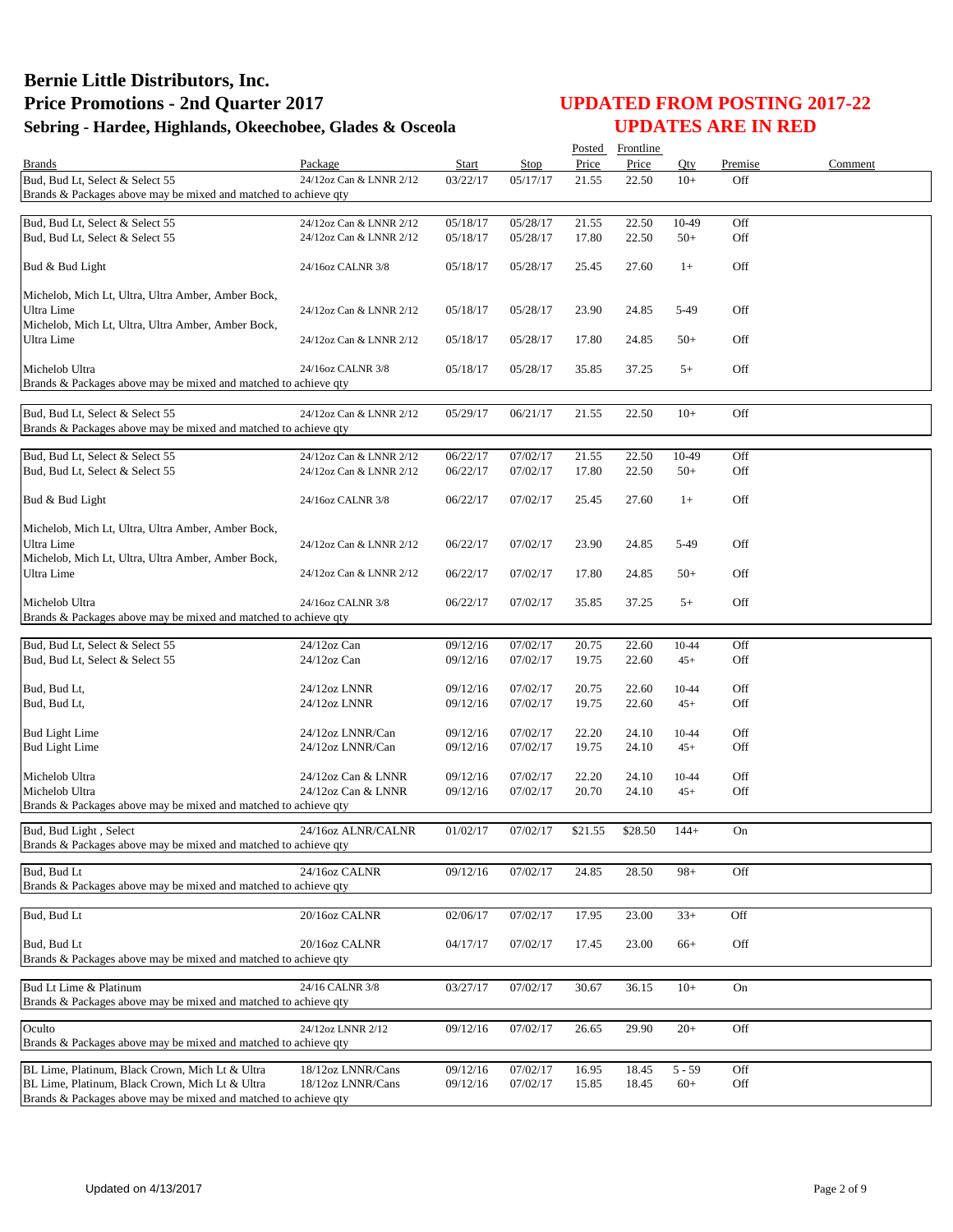# Bernie Little Distributors, Inc.
## Price Promotions - 2nd Quarter 2017
### Sebring - Hardee, Highlands, Okeechobee, Glades & Osceola

## UPDATED FROM POSTING 2017-22
## UPDATES ARE IN RED

| Brands | Package | Start | Stop | Posted Price | Frontline Price | Qty | Premise | Comment |
|---|---|---|---|---|---|---|---|---|
| Bud, Bud Lt, Select & Select 55 | 24/12oz Can & LNNR 2/12 | 03/22/17 | 05/17/17 | 21.55 | 22.50 | 10+ | Off | |
| Brands & Packages above may be mixed and matched to achieve qty | | | | | | | | |
| Bud, Bud Lt, Select & Select 55 | 24/12oz Can & LNNR 2/12 | 05/18/17 | 05/28/17 | 21.55 | 22.50 | 10-49 | Off | |
| Bud, Bud Lt, Select & Select 55 | 24/12oz Can & LNNR 2/12 | 05/18/17 | 05/28/17 | 17.80 | 22.50 | 50+ | Off | |
| Bud & Bud Light | 24/16oz CALNR 3/8 | 05/18/17 | 05/28/17 | 25.45 | 27.60 | 1+ | Off | |
| Michelob, Mich Lt, Ultra, Ultra Amber, Amber Bock, Ultra Lime | 24/12oz Can & LNNR 2/12 | 05/18/17 | 05/28/17 | 23.90 | 24.85 | 5-49 | Off | |
| Michelob, Mich Lt, Ultra, Ultra Amber, Amber Bock, Ultra Lime | 24/12oz Can & LNNR 2/12 | 05/18/17 | 05/28/17 | 17.80 | 24.85 | 50+ | Off | |
| Michelob Ultra | 24/16oz CALNR 3/8 | 05/18/17 | 05/28/17 | 35.85 | 37.25 | 5+ | Off | |
| Brands & Packages above may be mixed and matched to achieve qty | | | | | | | | |
| Bud, Bud Lt, Select & Select 55 | 24/12oz Can & LNNR 2/12 | 05/29/17 | 06/21/17 | 21.55 | 22.50 | 10+ | Off | |
| Brands & Packages above may be mixed and matched to achieve qty | | | | | | | | |
| Bud, Bud Lt, Select & Select 55 | 24/12oz Can & LNNR 2/12 | 06/22/17 | 07/02/17 | 21.55 | 22.50 | 10-49 | Off | |
| Bud, Bud Lt, Select & Select 55 | 24/12oz Can & LNNR 2/12 | 06/22/17 | 07/02/17 | 17.80 | 22.50 | 50+ | Off | |
| Bud & Bud Light | 24/16oz CALNR 3/8 | 06/22/17 | 07/02/17 | 25.45 | 27.60 | 1+ | Off | |
| Michelob, Mich Lt, Ultra, Ultra Amber, Amber Bock, Ultra Lime | 24/12oz Can & LNNR 2/12 | 06/22/17 | 07/02/17 | 23.90 | 24.85 | 5-49 | Off | |
| Michelob, Mich Lt, Ultra, Ultra Amber, Amber Bock, Ultra Lime | 24/12oz Can & LNNR 2/12 | 06/22/17 | 07/02/17 | 17.80 | 24.85 | 50+ | Off | |
| Michelob Ultra | 24/16oz CALNR 3/8 | 06/22/17 | 07/02/17 | 35.85 | 37.25 | 5+ | Off | |
| Brands & Packages above may be mixed and matched to achieve qty | | | | | | | | |
| Bud, Bud Lt, Select & Select 55 | 24/12oz Can | 09/12/16 | 07/02/17 | 20.75 | 22.60 | 10-44 | Off | |
| Bud, Bud Lt, Select & Select 55 | 24/12oz Can | 09/12/16 | 07/02/17 | 19.75 | 22.60 | 45+ | Off | |
| Bud, Bud Lt, | 24/12oz LNNR | 09/12/16 | 07/02/17 | 20.75 | 22.60 | 10-44 | Off | |
| Bud, Bud Lt, | 24/12oz LNNR | 09/12/16 | 07/02/17 | 19.75 | 22.60 | 45+ | Off | |
| Bud Light Lime | 24/12oz LNNR/Can | 09/12/16 | 07/02/17 | 22.20 | 24.10 | 10-44 | Off | |
| Bud Light Lime | 24/12oz LNNR/Can | 09/12/16 | 07/02/17 | 19.75 | 24.10 | 45+ | Off | |
| Michelob Ultra | 24/12oz Can & LNNR | 09/12/16 | 07/02/17 | 22.20 | 24.10 | 10-44 | Off | |
| Michelob Ultra | 24/12oz Can & LNNR | 09/12/16 | 07/02/17 | 20.70 | 24.10 | 45+ | Off | |
| Brands & Packages above may be mixed and matched to achieve qty | | | | | | | | |
| Bud, Bud Light , Select | 24/16oz ALNR/CALNR | 01/02/17 | 07/02/17 | $21.55 | $28.50 | 144+ | On | |
| Brands & Packages above may be mixed and matched to achieve qty | | | | | | | | |
| Bud, Bud Lt | 24/16oz CALNR | 09/12/16 | 07/02/17 | 24.85 | 28.50 | 98+ | Off | |
| Brands & Packages above may be mixed and matched to achieve qty | | | | | | | | |
| Bud, Bud Lt | 20/16oz CALNR | 02/06/17 | 07/02/17 | 17.95 | 23.00 | 33+ | Off | |
| Bud, Bud Lt | 20/16oz CALNR | 04/17/17 | 07/02/17 | 17.45 | 23.00 | 66+ | Off | |
| Brands & Packages above may be mixed and matched to achieve qty | | | | | | | | |
| Bud Lt Lime & Platinum | 24/16 CALNR 3/8 | 03/27/17 | 07/02/17 | 30.67 | 36.15 | 10+ | On | |
| Brands & Packages above may be mixed and matched to achieve qty | | | | | | | | |
| Oculto | 24/12oz LNNR 2/12 | 09/12/16 | 07/02/17 | 26.65 | 29.90 | 20+ | Off | |
| Brands & Packages above may be mixed and matched to achieve qty | | | | | | | | |
| BL Lime, Platinum, Black Crown, Mich Lt & Ultra | 18/12oz LNNR/Cans | 09/12/16 | 07/02/17 | 16.95 | 18.45 | 5 - 59 | Off | |
| BL Lime, Platinum, Black Crown, Mich Lt & Ultra | 18/12oz LNNR/Cans | 09/12/16 | 07/02/17 | 15.85 | 18.45 | 60+ | Off | |
| Brands & Packages above may be mixed and matched to achieve qty | | | | | | | | |

Updated on 4/13/2017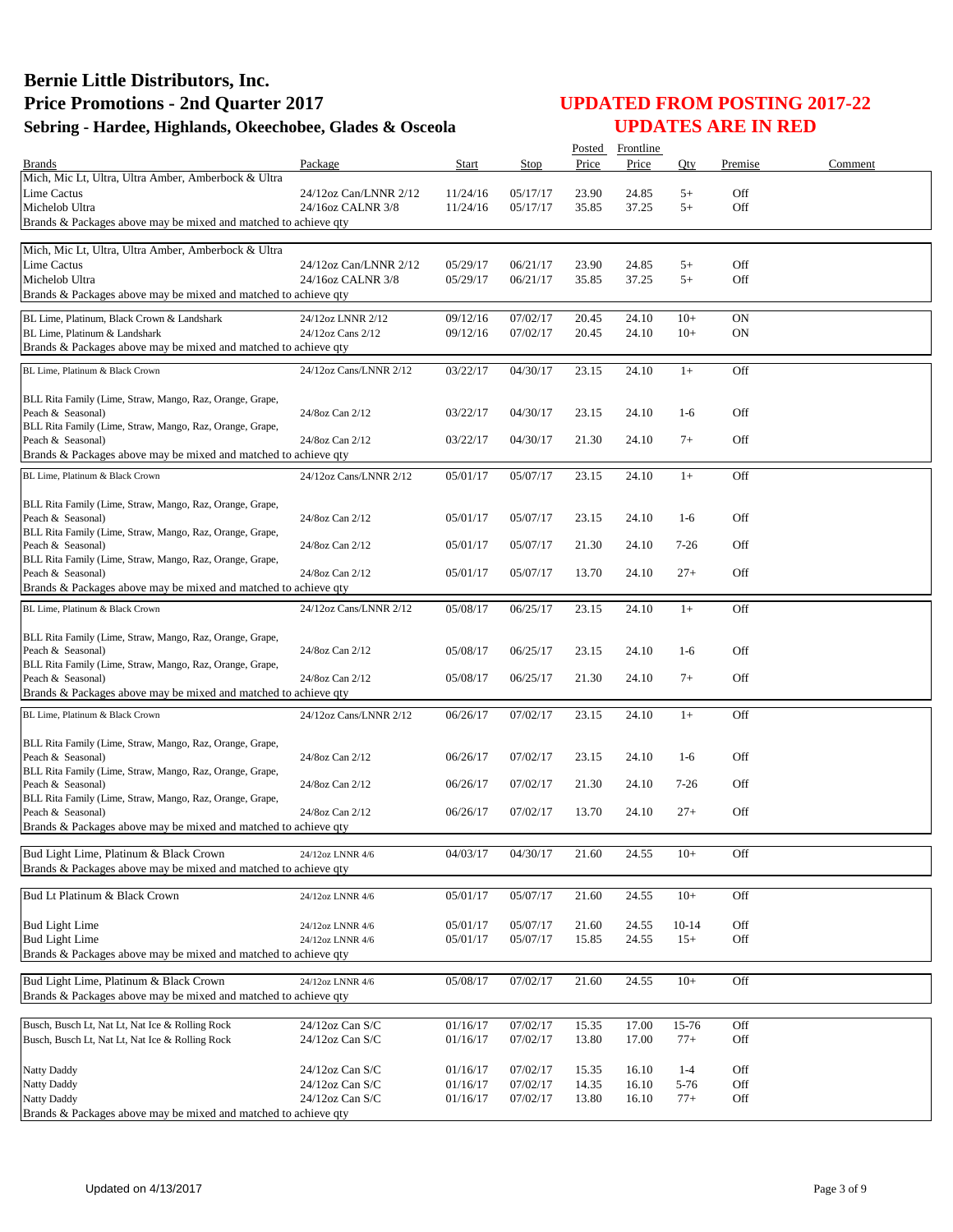# Bernie Little Distributors, Inc.

## Price Promotions - 2nd Quarter 2017

### Sebring - Hardee, Highlands, Okeechobee, Glades & Osceola

## UPDATED FROM POSTING 2017-22

## UPDATES ARE IN RED

| Brands | Package | Start | Stop | Posted Price | Frontline Price | Qty | Premise | Comment |
|---|---|---|---|---|---|---|---|---|
| Mich, Mic Lt, Ultra, Ultra Amber, Amberbock & Ultra Lime Cactus | 24/12oz Can/LNNR 2/12 | 11/24/16 | 05/17/17 | 23.90 | 24.85 | 5+ | Off | |
| Michelob Ultra | 24/16oz CALNR 3/8 | 11/24/16 | 05/17/17 | 35.85 | 37.25 | 5+ | Off | |
| Brands & Packages above may be mixed and matched to achieve qty | | | | | | | | |
| Mich, Mic Lt, Ultra, Ultra Amber, Amberbock & Ultra Lime Cactus | 24/12oz Can/LNNR 2/12 | 05/29/17 | 06/21/17 | 23.90 | 24.85 | 5+ | Off | |
| Michelob Ultra | 24/16oz CALNR 3/8 | 05/29/17 | 06/21/17 | 35.85 | 37.25 | 5+ | Off | |
| Brands & Packages above may be mixed and matched to achieve qty | | | | | | | | |
| BL Lime, Platinum, Black Crown & Landshark | 24/12oz LNNR 2/12 | 09/12/16 | 07/02/17 | 20.45 | 24.10 | 10+ | ON | |
| BL Lime, Platinum & Landshark | 24/12oz Cans 2/12 | 09/12/16 | 07/02/17 | 20.45 | 24.10 | 10+ | ON | |
| Brands & Packages above may be mixed and matched to achieve qty | | | | | | | | |
| BL Lime, Platinum & Black Crown | 24/12oz Cans/LNNR 2/12 | 03/22/17 | 04/30/17 | 23.15 | 24.10 | 1+ | Off | |
| BLL Rita Family (Lime, Straw, Mango, Raz, Orange, Grape, Peach & Seasonal) | 24/8oz Can 2/12 | 03/22/17 | 04/30/17 | 23.15 | 24.10 | 1-6 | Off | |
| BLL Rita Family (Lime, Straw, Mango, Raz, Orange, Grape, Peach & Seasonal) | 24/8oz Can 2/12 | 03/22/17 | 04/30/17 | 21.30 | 24.10 | 7+ | Off | |
| Brands & Packages above may be mixed and matched to achieve qty | | | | | | | | |
| BL Lime, Platinum & Black Crown | 24/12oz Cans/LNNR 2/12 | 05/01/17 | 05/07/17 | 23.15 | 24.10 | 1+ | Off | |
| BLL Rita Family (Lime, Straw, Mango, Raz, Orange, Grape, Peach & Seasonal) | 24/8oz Can 2/12 | 05/01/17 | 05/07/17 | 23.15 | 24.10 | 1-6 | Off | |
| BLL Rita Family (Lime, Straw, Mango, Raz, Orange, Grape, Peach & Seasonal) | 24/8oz Can 2/12 | 05/01/17 | 05/07/17 | 21.30 | 24.10 | 7-26 | Off | |
| BLL Rita Family (Lime, Straw, Mango, Raz, Orange, Grape, Peach & Seasonal) | 24/8oz Can 2/12 | 05/01/17 | 05/07/17 | 13.70 | 24.10 | 27+ | Off | |
| Brands & Packages above may be mixed and matched to achieve qty | | | | | | | | |
| BL Lime, Platinum & Black Crown | 24/12oz Cans/LNNR 2/12 | 05/08/17 | 06/25/17 | 23.15 | 24.10 | 1+ | Off | |
| BLL Rita Family (Lime, Straw, Mango, Raz, Orange, Grape, Peach & Seasonal) | 24/8oz Can 2/12 | 05/08/17 | 06/25/17 | 23.15 | 24.10 | 1-6 | Off | |
| BLL Rita Family (Lime, Straw, Mango, Raz, Orange, Grape, Peach & Seasonal) | 24/8oz Can 2/12 | 05/08/17 | 06/25/17 | 21.30 | 24.10 | 7+ | Off | |
| Brands & Packages above may be mixed and matched to achieve qty | | | | | | | | |
| BL Lime, Platinum & Black Crown | 24/12oz Cans/LNNR 2/12 | 06/26/17 | 07/02/17 | 23.15 | 24.10 | 1+ | Off | |
| BLL Rita Family (Lime, Straw, Mango, Raz, Orange, Grape, Peach & Seasonal) | 24/8oz Can 2/12 | 06/26/17 | 07/02/17 | 23.15 | 24.10 | 1-6 | Off | |
| BLL Rita Family (Lime, Straw, Mango, Raz, Orange, Grape, Peach & Seasonal) | 24/8oz Can 2/12 | 06/26/17 | 07/02/17 | 21.30 | 24.10 | 7-26 | Off | |
| BLL Rita Family (Lime, Straw, Mango, Raz, Orange, Grape, Peach & Seasonal) | 24/8oz Can 2/12 | 06/26/17 | 07/02/17 | 13.70 | 24.10 | 27+ | Off | |
| Brands & Packages above may be mixed and matched to achieve qty | | | | | | | | |
| Bud Light Lime, Platinum & Black Crown | 24/12oz LNNR 4/6 | 04/03/17 | 04/30/17 | 21.60 | 24.55 | 10+ | Off | |
| Brands & Packages above may be mixed and matched to achieve qty | | | | | | | | |
| Bud Lt Platinum & Black Crown | 24/12oz LNNR 4/6 | 05/01/17 | 05/07/17 | 21.60 | 24.55 | 10+ | Off | |
| Bud Light Lime | 24/12oz LNNR 4/6 | 05/01/17 | 05/07/17 | 21.60 | 24.55 | 10-14 | Off | |
| Bud Light Lime | 24/12oz LNNR 4/6 | 05/01/17 | 05/07/17 | 15.85 | 24.55 | 15+ | Off | |
| Brands & Packages above may be mixed and matched to achieve qty | | | | | | | | |
| Bud Light Lime, Platinum & Black Crown | 24/12oz LNNR 4/6 | 05/08/17 | 07/02/17 | 21.60 | 24.55 | 10+ | Off | |
| Brands & Packages above may be mixed and matched to achieve qty | | | | | | | | |
| Busch, Busch Lt, Nat Lt, Nat Ice & Rolling Rock | 24/12oz Can S/C | 01/16/17 | 07/02/17 | 15.35 | 17.00 | 15-76 | Off | |
| Busch, Busch Lt, Nat Lt, Nat Ice & Rolling Rock | 24/12oz Can S/C | 01/16/17 | 07/02/17 | 13.80 | 17.00 | 77+ | Off | |
| Natty Daddy | 24/12oz Can S/C | 01/16/17 | 07/02/17 | 15.35 | 16.10 | 1-4 | Off | |
| Natty Daddy | 24/12oz Can S/C | 01/16/17 | 07/02/17 | 14.35 | 16.10 | 5-76 | Off | |
| Natty Daddy | 24/12oz Can S/C | 01/16/17 | 07/02/17 | 13.80 | 16.10 | 77+ | Off | |
| Brands & Packages above may be mixed and matched to achieve qty | | | | | | | | |

Updated on 4/13/2017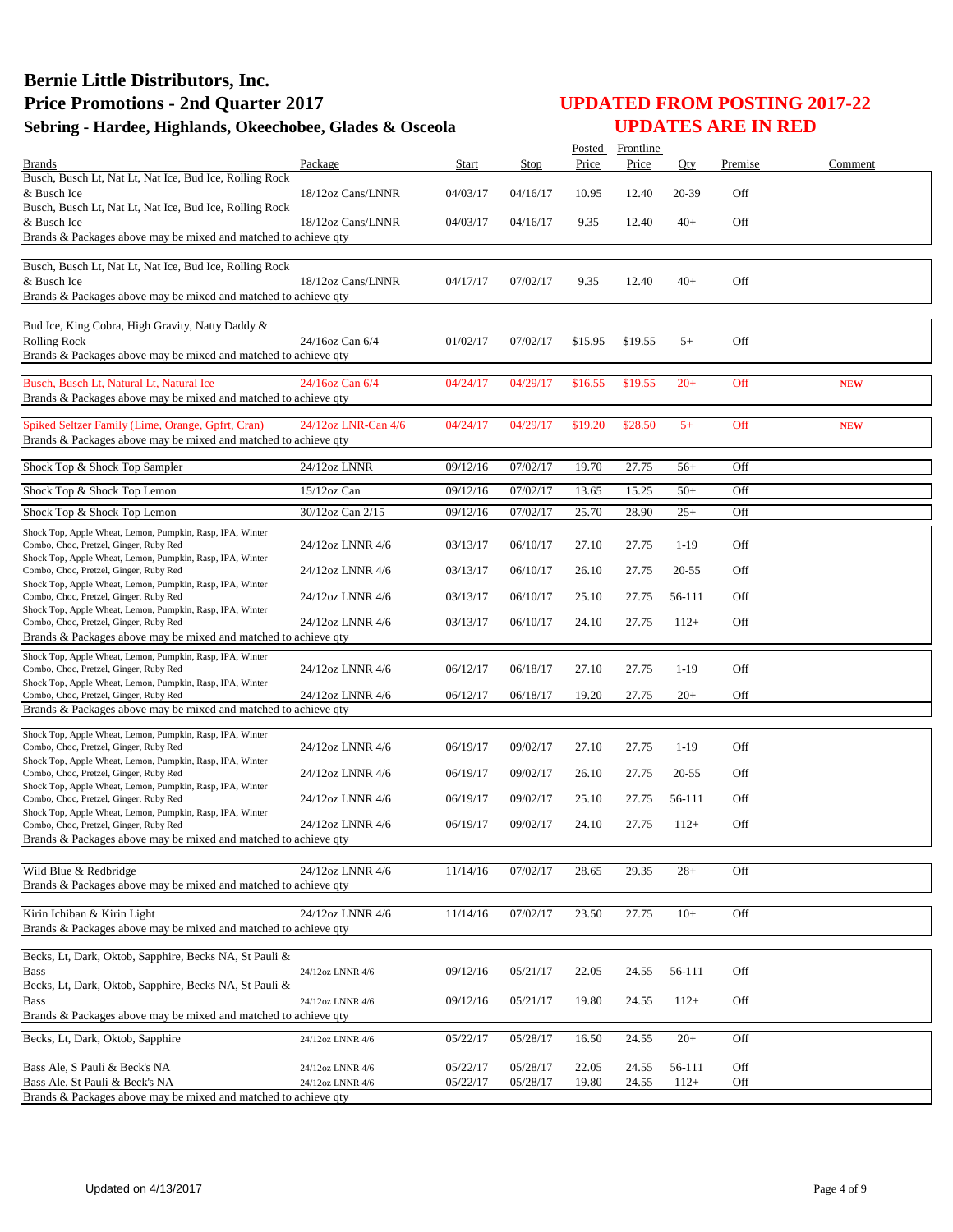# Bernie Little Distributors, Inc.
## Price Promotions - 2nd Quarter 2017
### Sebring - Hardee, Highlands, Okeechobee, Glades & Osceola

## UPDATED FROM POSTING 2017-22
## UPDATES ARE IN RED

| Brands | Package | Start | Stop | Posted Price | Frontline Price | Qty | Premise | Comment |
|---|---|---|---|---|---|---|---|---|
| Busch, Busch Lt, Nat Lt, Nat Ice, Bud Ice, Rolling Rock & Busch Ice | 18/12oz Cans/LNNR | 04/03/17 | 04/16/17 | 10.95 | 12.40 | 20-39 | Off | |
| Busch, Busch Lt, Nat Lt, Nat Ice, Bud Ice, Rolling Rock & Busch Ice | 18/12oz Cans/LNNR | 04/03/17 | 04/16/17 | 9.35 | 12.40 | 40+ | Off | |
| Brands & Packages above may be mixed and matched to achieve qty | | | | | | | | |
| Busch, Busch Lt, Nat Lt, Nat Ice, Bud Ice, Rolling Rock & Busch Ice | 18/12oz Cans/LNNR | 04/17/17 | 07/02/17 | 9.35 | 12.40 | 40+ | Off | |
| Brands & Packages above may be mixed and matched to achieve qty | | | | | | | | |
| Bud Ice, King Cobra, High Gravity, Natty Daddy & Rolling Rock | 24/16oz Can 6/4 | 01/02/17 | 07/02/17 | $15.95 | $19.55 | 5+ | Off | |
| Brands & Packages above may be mixed and matched to achieve qty | | | | | | | | |
| Busch, Busch Lt, Natural Lt, Natural Ice | 24/16oz Can 6/4 | 04/24/17 | 04/29/17 | $16.55 | $19.55 | 20+ | Off | **NEW** |
| Brands & Packages above may be mixed and matched to achieve qty | | | | | | | | |
| Spiked Seltzer Family (Lime, Orange, Gpfrt, Cran) | 24/12oz LNR-Can 4/6 | 04/24/17 | 04/29/17 | $19.20 | $28.50 | 5+ | Off | **NEW** |
| Brands & Packages above may be mixed and matched to achieve qty | | | | | | | | |
| Shock Top & Shock Top Sampler | 24/12oz LNNR | 09/12/16 | 07/02/17 | 19.70 | 27.75 | 56+ | Off | |
| Shock Top & Shock Top Lemon | 15/12oz Can | 09/12/16 | 07/02/17 | 13.65 | 15.25 | 50+ | Off | |
| Shock Top & Shock Top Lemon | 30/12oz Can 2/15 | 09/12/16 | 07/02/17 | 25.70 | 28.90 | 25+ | Off | |
| Shock Top, Apple Wheat, Lemon, Pumpkin, Rasp, IPA, Winter Combo, Choc, Pretzel, Ginger, Ruby Red | 24/12oz LNNR 4/6 | 03/13/17 | 06/10/17 | 27.10 | 27.75 | 1-19 | Off | |
| Shock Top, Apple Wheat, Lemon, Pumpkin, Rasp, IPA, Winter Combo, Choc, Pretzel, Ginger, Ruby Red | 24/12oz LNNR 4/6 | 03/13/17 | 06/10/17 | 26.10 | 27.75 | 20-55 | Off | |
| Shock Top, Apple Wheat, Lemon, Pumpkin, Rasp, IPA, Winter Combo, Choc, Pretzel, Ginger, Ruby Red | 24/12oz LNNR 4/6 | 03/13/17 | 06/10/17 | 25.10 | 27.75 | 56-111 | Off | |
| Shock Top, Apple Wheat, Lemon, Pumpkin, Rasp, IPA, Winter Combo, Choc, Pretzel, Ginger, Ruby Red | 24/12oz LNNR 4/6 | 03/13/17 | 06/10/17 | 24.10 | 27.75 | 112+ | Off | |
| Brands & Packages above may be mixed and matched to achieve qty | | | | | | | | |
| Shock Top, Apple Wheat, Lemon, Pumpkin, Rasp, IPA, Winter Combo, Choc, Pretzel, Ginger, Ruby Red | 24/12oz LNNR 4/6 | 06/12/17 | 06/18/17 | 27.10 | 27.75 | 1-19 | Off | |
| Shock Top, Apple Wheat, Lemon, Pumpkin, Rasp, IPA, Winter Combo, Choc, Pretzel, Ginger, Ruby Red | 24/12oz LNNR 4/6 | 06/12/17 | 06/18/17 | 19.20 | 27.75 | 20+ | Off | |
| Brands & Packages above may be mixed and matched to achieve qty | | | | | | | | |
| Shock Top, Apple Wheat, Lemon, Pumpkin, Rasp, IPA, Winter Combo, Choc, Pretzel, Ginger, Ruby Red | 24/12oz LNNR 4/6 | 06/19/17 | 09/02/17 | 27.10 | 27.75 | 1-19 | Off | |
| Shock Top, Apple Wheat, Lemon, Pumpkin, Rasp, IPA, Winter Combo, Choc, Pretzel, Ginger, Ruby Red | 24/12oz LNNR 4/6 | 06/19/17 | 09/02/17 | 26.10 | 27.75 | 20-55 | Off | |
| Shock Top, Apple Wheat, Lemon, Pumpkin, Rasp, IPA, Winter Combo, Choc, Pretzel, Ginger, Ruby Red | 24/12oz LNNR 4/6 | 06/19/17 | 09/02/17 | 25.10 | 27.75 | 56-111 | Off | |
| Shock Top, Apple Wheat, Lemon, Pumpkin, Rasp, IPA, Winter Combo, Choc, Pretzel, Ginger, Ruby Red | 24/12oz LNNR 4/6 | 06/19/17 | 09/02/17 | 24.10 | 27.75 | 112+ | Off | |
| Brands & Packages above may be mixed and matched to achieve qty | | | | | | | | |
| Wild Blue & Redbridge | 24/12oz LNNR 4/6 | 11/14/16 | 07/02/17 | 28.65 | 29.35 | 28+ | Off | |
| Brands & Packages above may be mixed and matched to achieve qty | | | | | | | | |
| Kirin Ichiban & Kirin Light | 24/12oz LNNR 4/6 | 11/14/16 | 07/02/17 | 23.50 | 27.75 | 10+ | Off | |
| Brands & Packages above may be mixed and matched to achieve qty | | | | | | | | |
| Becks, Lt, Dark, Oktob, Sapphire, Becks NA, St Pauli & Bass | 24/12oz LNNR 4/6 | 09/12/16 | 05/21/17 | 22.05 | 24.55 | 56-111 | Off | |
| Becks, Lt, Dark, Oktob, Sapphire, Becks NA, St Pauli & Bass | 24/12oz LNNR 4/6 | 09/12/16 | 05/21/17 | 19.80 | 24.55 | 112+ | Off | |
| Brands & Packages above may be mixed and matched to achieve qty | | | | | | | | |
| Becks, Lt, Dark, Oktob, Sapphire | 24/12oz LNNR 4/6 | 05/22/17 | 05/28/17 | 16.50 | 24.55 | 20+ | Off | |
| Bass Ale, S Pauli & Beck's NA | 24/12oz LNNR 4/6 | 05/22/17 | 05/28/17 | 22.05 | 24.55 | 56-111 | Off | |
| Bass Ale, St Pauli & Beck's NA | 24/12oz LNNR 4/6 | 05/22/17 | 05/28/17 | 19.80 | 24.55 | 112+ | Off | |
| Brands & Packages above may be mixed and matched to achieve qty | | | | | | | | |

Updated on 4/13/2017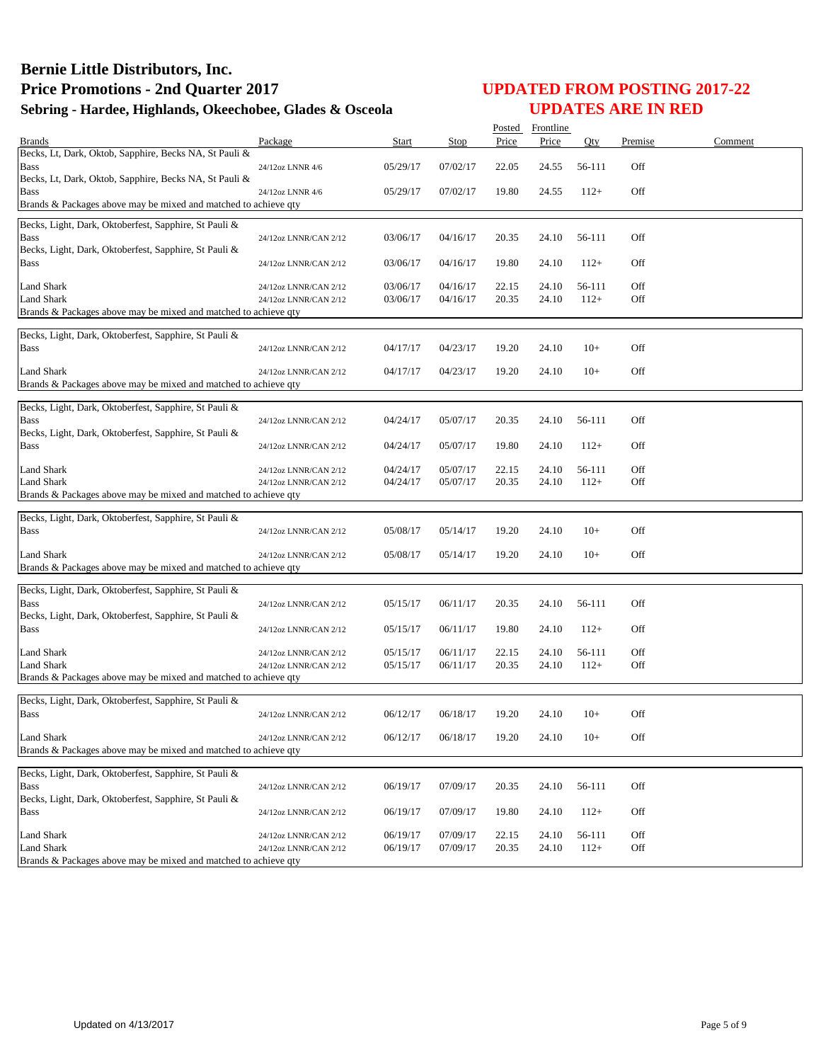# Bernie Little Distributors, Inc.
# Price Promotions - 2nd Quarter 2017
## Sebring - Hardee, Highlands, Okeechobee, Glades & Osceola

## UPDATED FROM POSTING 2017-22
## UPDATES ARE IN RED

| Brands | Package | Start | Stop | Posted Price | Frontline Price | Qty | Premise | Comment |
|---|---|---|---|---|---|---|---|---|
| Becks, Lt, Dark, Oktob, Sapphire, Becks NA, St Pauli & Bass | 24/12oz LNNR 4/6 | 05/29/17 | 07/02/17 | 22.05 | 24.55 | 56-111 | Off | |
| Becks, Lt, Dark, Oktob, Sapphire, Becks NA, St Pauli & Bass | 24/12oz LNNR 4/6 | 05/29/17 | 07/02/17 | 19.80 | 24.55 | 112+ | Off | |
| Brands & Packages above may be mixed and matched to achieve qty | | | | | | | | |
| Becks, Light, Dark, Oktoberfest, Sapphire, St Pauli & Bass | 24/12oz LNNR/CAN 2/12 | 03/06/17 | 04/16/17 | 20.35 | 24.10 | 56-111 | Off | |
| Becks, Light, Dark, Oktoberfest, Sapphire, St Pauli & Bass | 24/12oz LNNR/CAN 2/12 | 03/06/17 | 04/16/17 | 19.80 | 24.10 | 112+ | Off | |
| Land Shark | 24/12oz LNNR/CAN 2/12 | 03/06/17 | 04/16/17 | 22.15 | 24.10 | 56-111 | Off | |
| Land Shark | 24/12oz LNNR/CAN 2/12 | 03/06/17 | 04/16/17 | 20.35 | 24.10 | 112+ | Off | |
| Brands & Packages above may be mixed and matched to achieve qty | | | | | | | | |
| Becks, Light, Dark, Oktoberfest, Sapphire, St Pauli & Bass | 24/12oz LNNR/CAN 2/12 | 04/17/17 | 04/23/17 | 19.20 | 24.10 | 10+ | Off | |
| Land Shark | 24/12oz LNNR/CAN 2/12 | 04/17/17 | 04/23/17 | 19.20 | 24.10 | 10+ | Off | |
| Brands & Packages above may be mixed and matched to achieve qty | | | | | | | | |
| Becks, Light, Dark, Oktoberfest, Sapphire, St Pauli & Bass | 24/12oz LNNR/CAN 2/12 | 04/24/17 | 05/07/17 | 20.35 | 24.10 | 56-111 | Off | |
| Becks, Light, Dark, Oktoberfest, Sapphire, St Pauli & Bass | 24/12oz LNNR/CAN 2/12 | 04/24/17 | 05/07/17 | 19.80 | 24.10 | 112+ | Off | |
| Land Shark | 24/12oz LNNR/CAN 2/12 | 04/24/17 | 05/07/17 | 22.15 | 24.10 | 56-111 | Off | |
| Land Shark | 24/12oz LNNR/CAN 2/12 | 04/24/17 | 05/07/17 | 20.35 | 24.10 | 112+ | Off | |
| Brands & Packages above may be mixed and matched to achieve qty | | | | | | | | |
| Becks, Light, Dark, Oktoberfest, Sapphire, St Pauli & Bass | 24/12oz LNNR/CAN 2/12 | 05/08/17 | 05/14/17 | 19.20 | 24.10 | 10+ | Off | |
| Land Shark | 24/12oz LNNR/CAN 2/12 | 05/08/17 | 05/14/17 | 19.20 | 24.10 | 10+ | Off | |
| Brands & Packages above may be mixed and matched to achieve qty | | | | | | | | |
| Becks, Light, Dark, Oktoberfest, Sapphire, St Pauli & Bass | 24/12oz LNNR/CAN 2/12 | 05/15/17 | 06/11/17 | 20.35 | 24.10 | 56-111 | Off | |
| Becks, Light, Dark, Oktoberfest, Sapphire, St Pauli & Bass | 24/12oz LNNR/CAN 2/12 | 05/15/17 | 06/11/17 | 19.80 | 24.10 | 112+ | Off | |
| Land Shark | 24/12oz LNNR/CAN 2/12 | 05/15/17 | 06/11/17 | 22.15 | 24.10 | 56-111 | Off | |
| Land Shark | 24/12oz LNNR/CAN 2/12 | 05/15/17 | 06/11/17 | 20.35 | 24.10 | 112+ | Off | |
| Brands & Packages above may be mixed and matched to achieve qty | | | | | | | | |
| Becks, Light, Dark, Oktoberfest, Sapphire, St Pauli & Bass | 24/12oz LNNR/CAN 2/12 | 06/12/17 | 06/18/17 | 19.20 | 24.10 | 10+ | Off | |
| Land Shark | 24/12oz LNNR/CAN 2/12 | 06/12/17 | 06/18/17 | 19.20 | 24.10 | 10+ | Off | |
| Brands & Packages above may be mixed and matched to achieve qty | | | | | | | | |
| Becks, Light, Dark, Oktoberfest, Sapphire, St Pauli & Bass | 24/12oz LNNR/CAN 2/12 | 06/19/17 | 07/09/17 | 20.35 | 24.10 | 56-111 | Off | |
| Becks, Light, Dark, Oktoberfest, Sapphire, St Pauli & Bass | 24/12oz LNNR/CAN 2/12 | 06/19/17 | 07/09/17 | 19.80 | 24.10 | 112+ | Off | |
| Land Shark | 24/12oz LNNR/CAN 2/12 | 06/19/17 | 07/09/17 | 22.15 | 24.10 | 56-111 | Off | |
| Land Shark | 24/12oz LNNR/CAN 2/12 | 06/19/17 | 07/09/17 | 20.35 | 24.10 | 112+ | Off | |
| Brands & Packages above may be mixed and matched to achieve qty | | | | | | | | |

Updated on 4/13/2017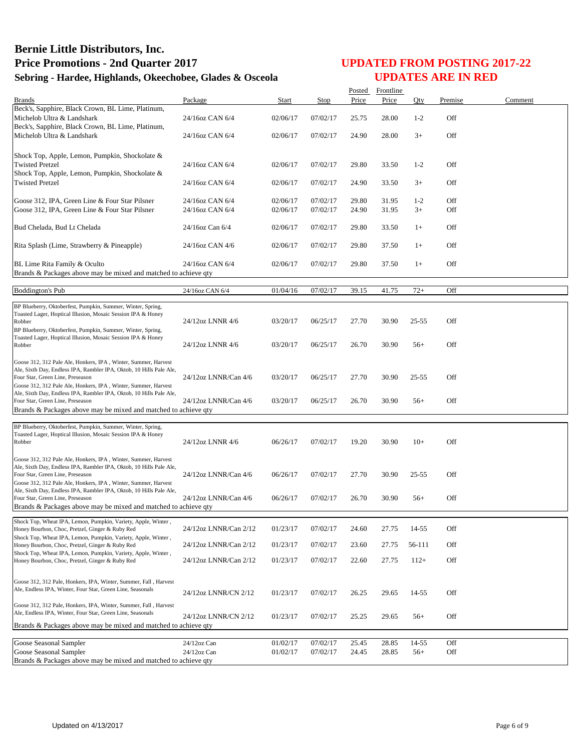# Bernie Little Distributors, Inc.
# Price Promotions - 2nd Quarter 2017
## Sebring - Hardee, Highlands, Okeechobee, Glades & Osceola

## UPDATED FROM POSTING 2017-22
## UPDATES ARE IN RED

| Brands | Package | Start | Stop | Posted Price | Frontline Price | Qty | Premise | Comment |
|---|---|---|---|---|---|---|---|---|
| Beck's, Sapphire, Black Crown, BL Lime, Platinum, Michelob Ultra & Landshark | 24/16oz CAN 6/4 | 02/06/17 | 07/02/17 | 25.75 | 28.00 | 1-2 | Off | |
| Beck's, Sapphire, Black Crown, BL Lime, Platinum, Michelob Ultra & Landshark | 24/16oz CAN 6/4 | 02/06/17 | 07/02/17 | 24.90 | 28.00 | 3+ | Off | |
| Shock Top, Apple, Lemon, Pumpkin, Shockolate & Twisted Pretzel | 24/16oz CAN 6/4 | 02/06/17 | 07/02/17 | 29.80 | 33.50 | 1-2 | Off | |
| Shock Top, Apple, Lemon, Pumpkin, Shockolate & Twisted Pretzel | 24/16oz CAN 6/4 | 02/06/17 | 07/02/17 | 24.90 | 33.50 | 3+ | Off | |
| Goose 312, IPA, Green Line & Four Star Pilsner | 24/16oz CAN 6/4 | 02/06/17 | 07/02/17 | 29.80 | 31.95 | 1-2 | Off | |
| Goose 312, IPA, Green Line & Four Star Pilsner | 24/16oz CAN 6/4 | 02/06/17 | 07/02/17 | 24.90 | 31.95 | 3+ | Off | |
| Bud Chelada, Bud Lt Chelada | 24/16oz Can 6/4 | 02/06/17 | 07/02/17 | 29.80 | 33.50 | 1+ | Off | |
| Rita Splash (Lime, Strawberry & Pineapple) | 24/16oz CAN 4/6 | 02/06/17 | 07/02/17 | 29.80 | 37.50 | 1+ | Off | |
| BL Lime Rita Family & Oculto | 24/16oz CAN 6/4 | 02/06/17 | 07/02/17 | 29.80 | 37.50 | 1+ | Off | |
| Brands & Packages above may be mixed and matched to achieve qty | | | | | | | | |

| Brands | Package | Start | Stop | Posted Price | Frontline Price | Qty | Premise | Comment |
|---|---|---|---|---|---|---|---|---|
| Boddington's Pub | 24/16oz CAN 6/4 | 01/04/16 | 07/02/17 | 39.15 | 41.75 | 72+ | Off | |

| Brands | Package | Start | Stop | Posted Price | Frontline Price | Qty | Premise | Comment |
|---|---|---|---|---|---|---|---|---|
| BP Blueberry, Oktoberfest, Pumpkin, Summer, Winter, Spring, Toasted Lager, Hoptical Illusion, Mosaic Session IPA & Honey Robber | 24/12oz LNNR 4/6 | 03/20/17 | 06/25/17 | 27.70 | 30.90 | 25-55 | Off | |
| BP Blueberry, Oktoberfest, Pumpkin, Summer, Winter, Spring, Toasted Lager, Hoptical Illusion, Mosaic Session IPA & Honey Robber | 24/12oz LNNR 4/6 | 03/20/17 | 06/25/17 | 26.70 | 30.90 | 56+ | Off | |
| Goose 312, 312 Pale Ale, Honkers, IPA , Winter, Summer, Harvest Ale, Sixth Day, Endless IPA, Rambler IPA, Oktob, 10 Hills Pale Ale, Four Star, Green Line, Preseason | 24/12oz LNNR/Can 4/6 | 03/20/17 | 06/25/17 | 27.70 | 30.90 | 25-55 | Off | |
| Goose 312, 312 Pale Ale, Honkers, IPA , Winter, Summer, Harvest Ale, Sixth Day, Endless IPA, Rambler IPA, Oktob, 10 Hills Pale Ale, Four Star, Green Line, Preseason | 24/12oz LNNR/Can 4/6 | 03/20/17 | 06/25/17 | 26.70 | 30.90 | 56+ | Off | |
| Brands & Packages above may be mixed and matched to achieve qty | | | | | | | | |

| Brands | Package | Start | Stop | Posted Price | Frontline Price | Qty | Premise | Comment |
|---|---|---|---|---|---|---|---|---|
| BP Blueberry, Oktoberfest, Pumpkin, Summer, Winter, Spring, Toasted Lager, Hoptical Illusion, Mosaic Session IPA & Honey Robber | 24/12oz LNNR 4/6 | 06/26/17 | 07/02/17 | 19.20 | 30.90 | 10+ | Off | |
| Goose 312, 312 Pale Ale, Honkers, IPA , Winter, Summer, Harvest Ale, Sixth Day, Endless IPA, Rambler IPA, Oktob, 10 Hills Pale Ale, Four Star, Green Line, Preseason | 24/12oz LNNR/Can 4/6 | 06/26/17 | 07/02/17 | 27.70 | 30.90 | 25-55 | Off | |
| Goose 312, 312 Pale Ale, Honkers, IPA , Winter, Summer, Harvest Ale, Sixth Day, Endless IPA, Rambler IPA, Oktob, 10 Hills Pale Ale, Four Star, Green Line, Preseason | 24/12oz LNNR/Can 4/6 | 06/26/17 | 07/02/17 | 26.70 | 30.90 | 56+ | Off | |
| Brands & Packages above may be mixed and matched to achieve qty | | | | | | | | |

| Brands | Package | Start | Stop | Posted Price | Frontline Price | Qty | Premise | Comment |
|---|---|---|---|---|---|---|---|---|
| Shock Top, Wheat IPA, Lemon, Pumpkin, Variety, Apple, Winter , Honey Bourbon, Choc, Pretzel, Ginger & Ruby Red | 24/12oz LNNR/Can 2/12 | 01/23/17 | 07/02/17 | 24.60 | 27.75 | 14-55 | Off | |
| Shock Top, Wheat IPA, Lemon, Pumpkin, Variety, Apple, Winter , Honey Bourbon, Choc, Pretzel, Ginger & Ruby Red | 24/12oz LNNR/Can 2/12 | 01/23/17 | 07/02/17 | 23.60 | 27.75 | 56-111 | Off | |
| Shock Top, Wheat IPA, Lemon, Pumpkin, Variety, Apple, Winter , Honey Bourbon, Choc, Pretzel, Ginger & Ruby Red | 24/12oz LNNR/Can 2/12 | 01/23/17 | 07/02/17 | 22.60 | 27.75 | 112+ | Off | |
| Goose 312, 312 Pale, Honkers, IPA, Winter, Summer, Fall , Harvest Ale, Endless IPA, Winter, Four Star, Green Line, Seasonals | 24/12oz LNNR/CN 2/12 | 01/23/17 | 07/02/17 | 26.25 | 29.65 | 14-55 | Off | |
| Goose 312, 312 Pale, Honkers, IPA, Winter, Summer, Fall , Harvest Ale, Endless IPA, Winter, Four Star, Green Line, Seasonals | 24/12oz LNNR/CN 2/12 | 01/23/17 | 07/02/17 | 25.25 | 29.65 | 56+ | Off | |
| Brands & Packages above may be mixed and matched to achieve qty | | | | | | | | |

| Brands | Package | Start | Stop | Posted Price | Frontline Price | Qty | Premise | Comment |
|---|---|---|---|---|---|---|---|---|
| Goose Seasonal Sampler | 24/12oz Can | 01/02/17 | 07/02/17 | 25.45 | 28.85 | 14-55 | Off | |
| Goose Seasonal Sampler | 24/12oz Can | 01/02/17 | 07/02/17 | 24.45 | 28.85 | 56+ | Off | |
| Brands & Packages above may be mixed and matched to achieve qty | | | | | | | | |

Updated on 4/13/2017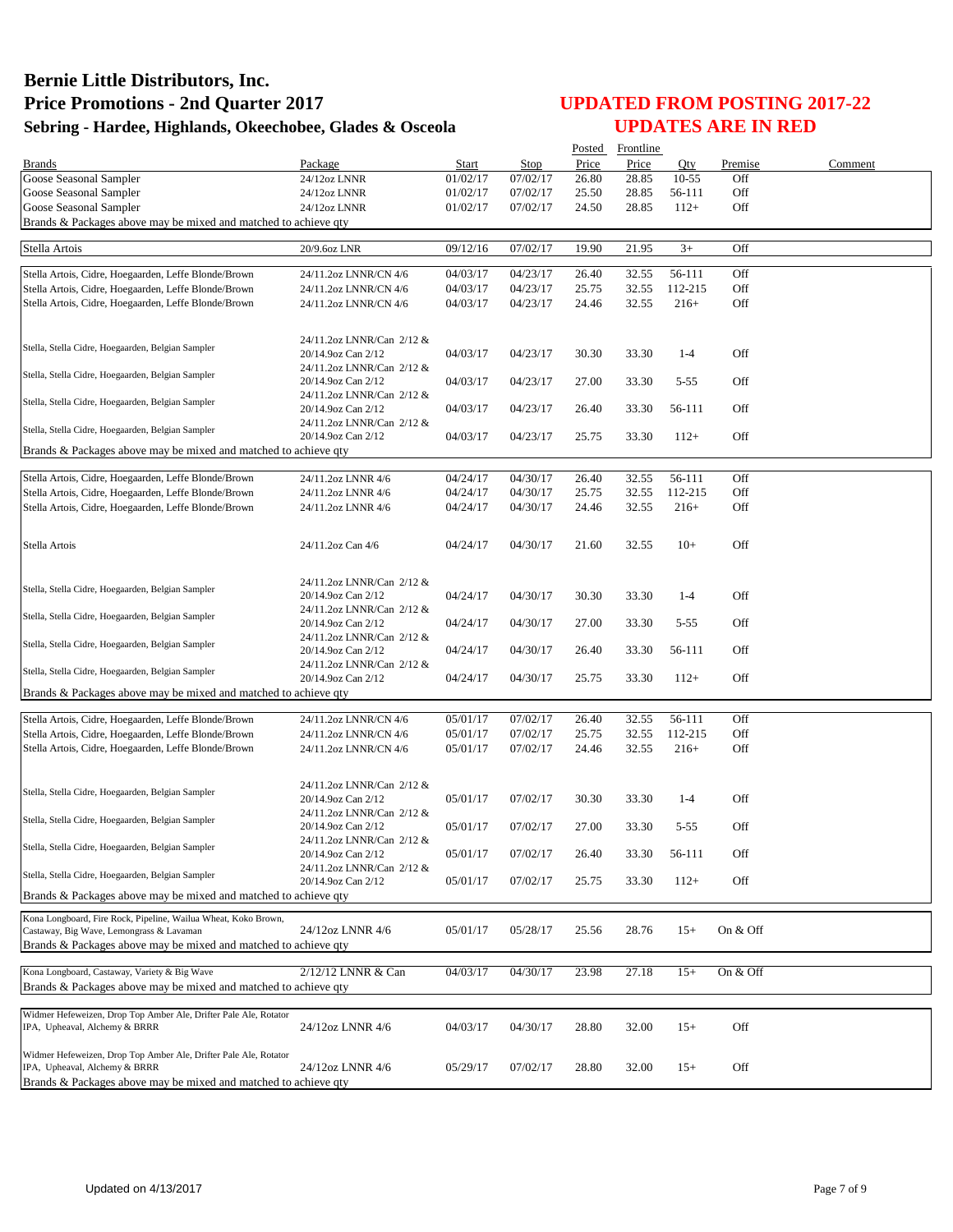# Bernie Little Distributors, Inc.
# Price Promotions - 2nd Quarter 2017
## Sebring - Hardee, Highlands, Okeechobee, Glades & Osceola

## UPDATED FROM POSTING 2017-22
## UPDATES ARE IN RED

| Brands | Package | Start | Stop | Posted Price | Frontline Price | Qty | Premise | Comment |
|---|---|---|---|---|---|---|---|---|
| Goose Seasonal Sampler | 24/12oz LNNR | 01/02/17 | 07/02/17 | 26.80 | 28.85 | 10-55 | Off | |
| Goose Seasonal Sampler | 24/12oz LNNR | 01/02/17 | 07/02/17 | 25.50 | 28.85 | 56-111 | Off | |
| Goose Seasonal Sampler | 24/12oz LNNR | 01/02/17 | 07/02/17 | 24.50 | 28.85 | 112+ | Off | |
| Brands & Packages above may be mixed and matched to achieve qty | | | | | | | | |
| Stella Artois | 20/9.6oz LNR | 09/12/16 | 07/02/17 | 19.90 | 21.95 | 3+ | Off | |
| Stella Artois, Cidre, Hoegaarden, Leffe Blonde/Brown | 24/11.2oz LNNR/CN 4/6 | 04/03/17 | 04/23/17 | 26.40 | 32.55 | 56-111 | Off | |
| Stella Artois, Cidre, Hoegaarden, Leffe Blonde/Brown | 24/11.2oz LNNR/CN 4/6 | 04/03/17 | 04/23/17 | 25.75 | 32.55 | 112-215 | Off | |
| Stella Artois, Cidre, Hoegaarden, Leffe Blonde/Brown | 24/11.2oz LNNR/CN 4/6 | 04/03/17 | 04/23/17 | 24.46 | 32.55 | 216+ | Off | |
| Stella, Stella Cidre, Hoegaarden, Belgian Sampler | 24/11.2oz LNNR/Can 2/12 & 20/14.9oz Can 2/12 | 04/03/17 | 04/23/17 | 30.30 | 33.30 | 1-4 | Off | |
| Stella, Stella Cidre, Hoegaarden, Belgian Sampler | 24/11.2oz LNNR/Can 2/12 & 20/14.9oz Can 2/12 | 04/03/17 | 04/23/17 | 27.00 | 33.30 | 5-55 | Off | |
| Stella, Stella Cidre, Hoegaarden, Belgian Sampler | 24/11.2oz LNNR/Can 2/12 & 20/14.9oz Can 2/12 | 04/03/17 | 04/23/17 | 26.40 | 33.30 | 56-111 | Off | |
| Stella, Stella Cidre, Hoegaarden, Belgian Sampler | 24/11.2oz LNNR/Can 2/12 & 20/14.9oz Can 2/12 | 04/03/17 | 04/23/17 | 25.75 | 33.30 | 112+ | Off | |
| Brands & Packages above may be mixed and matched to achieve qty | | | | | | | | |
| Stella Artois, Cidre, Hoegaarden, Leffe Blonde/Brown | 24/11.2oz LNNR 4/6 | 04/24/17 | 04/30/17 | 26.40 | 32.55 | 56-111 | Off | |
| Stella Artois, Cidre, Hoegaarden, Leffe Blonde/Brown | 24/11.2oz LNNR 4/6 | 04/24/17 | 04/30/17 | 25.75 | 32.55 | 112-215 | Off | |
| Stella Artois, Cidre, Hoegaarden, Leffe Blonde/Brown | 24/11.2oz LNNR 4/6 | 04/24/17 | 04/30/17 | 24.46 | 32.55 | 216+ | Off | |
| Stella Artois | 24/11.2oz Can 4/6 | 04/24/17 | 04/30/17 | 21.60 | 32.55 | 10+ | Off | |
| Stella, Stella Cidre, Hoegaarden, Belgian Sampler | 24/11.2oz LNNR/Can 2/12 & 20/14.9oz Can 2/12 | 04/24/17 | 04/30/17 | 30.30 | 33.30 | 1-4 | Off | |
| Stella, Stella Cidre, Hoegaarden, Belgian Sampler | 24/11.2oz LNNR/Can 2/12 & 20/14.9oz Can 2/12 | 04/24/17 | 04/30/17 | 27.00 | 33.30 | 5-55 | Off | |
| Stella, Stella Cidre, Hoegaarden, Belgian Sampler | 24/11.2oz LNNR/Can 2/12 & 20/14.9oz Can 2/12 | 04/24/17 | 04/30/17 | 26.40 | 33.30 | 56-111 | Off | |
| Stella, Stella Cidre, Hoegaarden, Belgian Sampler | 24/11.2oz LNNR/Can 2/12 & 20/14.9oz Can 2/12 | 04/24/17 | 04/30/17 | 25.75 | 33.30 | 112+ | Off | |
| Brands & Packages above may be mixed and matched to achieve qty | | | | | | | | |
| Stella Artois, Cidre, Hoegaarden, Leffe Blonde/Brown | 24/11.2oz LNNR/CN 4/6 | 05/01/17 | 07/02/17 | 26.40 | 32.55 | 56-111 | Off | |
| Stella Artois, Cidre, Hoegaarden, Leffe Blonde/Brown | 24/11.2oz LNNR/CN 4/6 | 05/01/17 | 07/02/17 | 25.75 | 32.55 | 112-215 | Off | |
| Stella Artois, Cidre, Hoegaarden, Leffe Blonde/Brown | 24/11.2oz LNNR/CN 4/6 | 05/01/17 | 07/02/17 | 24.46 | 32.55 | 216+ | Off | |
| Stella, Stella Cidre, Hoegaarden, Belgian Sampler | 24/11.2oz LNNR/Can 2/12 & 20/14.9oz Can 2/12 | 05/01/17 | 07/02/17 | 30.30 | 33.30 | 1-4 | Off | |
| Stella, Stella Cidre, Hoegaarden, Belgian Sampler | 24/11.2oz LNNR/Can 2/12 & 20/14.9oz Can 2/12 | 05/01/17 | 07/02/17 | 27.00 | 33.30 | 5-55 | Off | |
| Stella, Stella Cidre, Hoegaarden, Belgian Sampler | 24/11.2oz LNNR/Can 2/12 & 20/14.9oz Can 2/12 | 05/01/17 | 07/02/17 | 26.40 | 33.30 | 56-111 | Off | |
| Stella, Stella Cidre, Hoegaarden, Belgian Sampler | 24/11.2oz LNNR/Can 2/12 & 20/14.9oz Can 2/12 | 05/01/17 | 07/02/17 | 25.75 | 33.30 | 112+ | Off | |
| Brands & Packages above may be mixed and matched to achieve qty | | | | | | | | |
| Kona Longboard, Fire Rock, Pipeline, Wailua Wheat, Koko Brown, Castaway, Big Wave, Lemongrass & Lavaman | 24/12oz LNNR 4/6 | 05/01/17 | 05/28/17 | 25.56 | 28.76 | 15+ | On & Off | |
| Brands & Packages above may be mixed and matched to achieve qty | | | | | | | | |
| Kona Longboard, Castaway, Variety & Big Wave | 2/12/12 LNNR & Can | 04/03/17 | 04/30/17 | 23.98 | 27.18 | 15+ | On & Off | |
| Brands & Packages above may be mixed and matched to achieve qty | | | | | | | | |
| Widmer Hefeweizen, Drop Top Amber Ale, Drifter Pale Ale, Rotator IPA, Upheaval, Alchemy & BRRR | 24/12oz LNNR 4/6 | 04/03/17 | 04/30/17 | 28.80 | 32.00 | 15+ | Off | |
| Widmer Hefeweizen, Drop Top Amber Ale, Drifter Pale Ale, Rotator IPA, Upheaval, Alchemy & BRRR | 24/12oz LNNR 4/6 | 05/29/17 | 07/02/17 | 28.80 | 32.00 | 15+ | Off | |
| Brands & Packages above may be mixed and matched to achieve qty | | | | | | | | |

Updated on 4/13/2017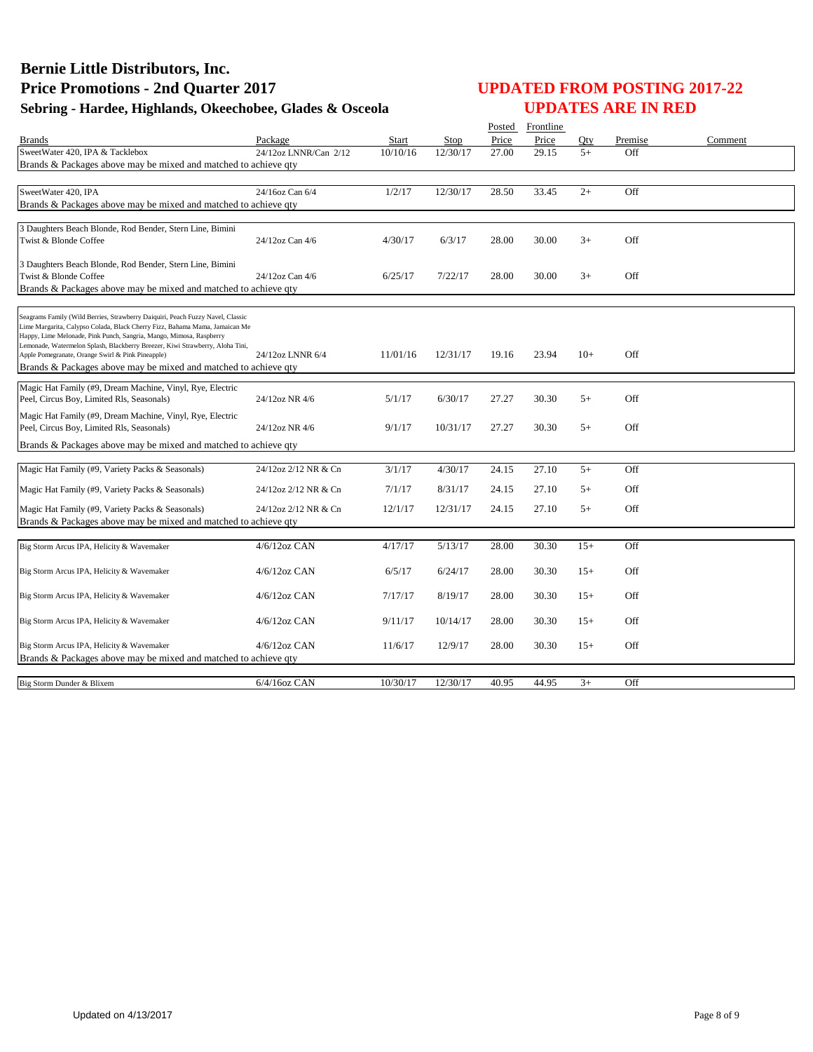# Bernie Little Distributors, Inc.
## Price Promotions - 2nd Quarter 2017
### Sebring - Hardee, Highlands, Okeechobee, Glades & Osceola

## UPDATED FROM POSTING 2017-22
## UPDATES ARE IN RED

| Brands | Package | Start | Stop | Posted Price | Frontline Price | Qty | Premise | Comment |
|---|---|---|---|---|---|---|---|---|
| SweetWater 420, IPA & Tacklebox | 24/12oz LNNR/Can 2/12 | 10/10/16 | 12/30/17 | 27.00 | 29.15 | 5+ | Off | |
| Brands & Packages above may be mixed and matched to achieve qty | | | | | | | | |
| SweetWater 420, IPA | 24/16oz Can 6/4 | 1/2/17 | 12/30/17 | 28.50 | 33.45 | 2+ | Off | |
| Brands & Packages above may be mixed and matched to achieve qty | | | | | | | | |
| 3 Daughters Beach Blonde, Rod Bender, Stern Line, Bimini Twist & Blonde Coffee | 24/12oz Can 4/6 | 4/30/17 | 6/3/17 | 28.00 | 30.00 | 3+ | Off | |
| 3 Daughters Beach Blonde, Rod Bender, Stern Line, Bimini Twist & Blonde Coffee | 24/12oz Can 4/6 | 6/25/17 | 7/22/17 | 28.00 | 30.00 | 3+ | Off | |
| Brands & Packages above may be mixed and matched to achieve qty | | | | | | | | |
| Seagrams Family (Wild Berries, Strawberry Daiquiri, Peach Fuzzy Navel, Classic Lime Margarita, Calypso Colada, Black Cherry Fizz, Bahama Mama, Jamaican Me Happy, Lime Melonade, Pink Punch, Sangria, Mango, Mimosa, Raspberry Lemonade, Watermelon Splash, Blackberry Breezer, Kiwi Strawberry, Aloha Tini, Apple Pomegranate, Orange Swirl & Pink Pineapple) | 24/12oz LNNR 6/4 | 11/01/16 | 12/31/17 | 19.16 | 23.94 | 10+ | Off | |
| Brands & Packages above may be mixed and matched to achieve qty | | | | | | | | |
| Magic Hat Family (#9, Dream Machine, Vinyl, Rye, Electric Peel, Circus Boy, Limited Rls, Seasonals) | 24/12oz NR 4/6 | 5/1/17 | 6/30/17 | 27.27 | 30.30 | 5+ | Off | |
| Magic Hat Family (#9, Dream Machine, Vinyl, Rye, Electric Peel, Circus Boy, Limited Rls, Seasonals) | 24/12oz NR 4/6 | 9/1/17 | 10/31/17 | 27.27 | 30.30 | 5+ | Off | |
| Brands & Packages above may be mixed and matched to achieve qty | | | | | | | | |
| Magic Hat Family (#9, Variety Packs & Seasonals) | 24/12oz 2/12 NR & Cn | 3/1/17 | 4/30/17 | 24.15 | 27.10 | 5+ | Off | |
| Magic Hat Family (#9, Variety Packs & Seasonals) | 24/12oz 2/12 NR & Cn | 7/1/17 | 8/31/17 | 24.15 | 27.10 | 5+ | Off | |
| Magic Hat Family (#9, Variety Packs & Seasonals) | 24/12oz 2/12 NR & Cn | 12/1/17 | 12/31/17 | 24.15 | 27.10 | 5+ | Off | |
| Brands & Packages above may be mixed and matched to achieve qty | | | | | | | | |
| Big Storm Arcus IPA, Helicity & Wavemaker | 4/6/12oz CAN | 4/17/17 | 5/13/17 | 28.00 | 30.30 | 15+ | Off | |
| Big Storm Arcus IPA, Helicity & Wavemaker | 4/6/12oz CAN | 6/5/17 | 6/24/17 | 28.00 | 30.30 | 15+ | Off | |
| Big Storm Arcus IPA, Helicity & Wavemaker | 4/6/12oz CAN | 7/17/17 | 8/19/17 | 28.00 | 30.30 | 15+ | Off | |
| Big Storm Arcus IPA, Helicity & Wavemaker | 4/6/12oz CAN | 9/11/17 | 10/14/17 | 28.00 | 30.30 | 15+ | Off | |
| Big Storm Arcus IPA, Helicity & Wavemaker | 4/6/12oz CAN | 11/6/17 | 12/9/17 | 28.00 | 30.30 | 15+ | Off | |
| Brands & Packages above may be mixed and matched to achieve qty | | | | | | | | |
| Big Storm Dunder & Blixem | 6/4/16oz CAN | 10/30/17 | 12/30/17 | 40.95 | 44.95 | 3+ | Off | |

Updated on 4/13/2017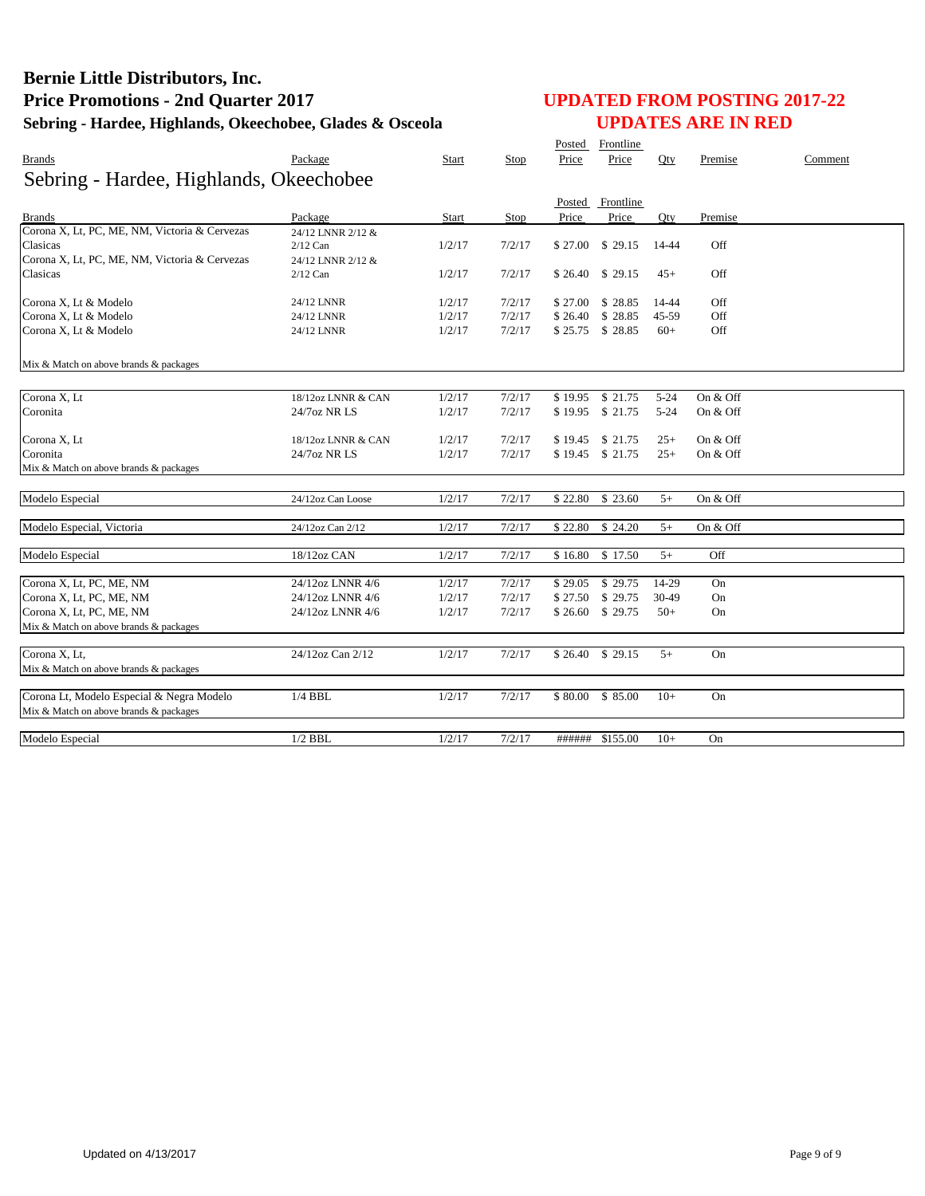# Bernie Little Distributors, Inc.
# Price Promotions - 2nd Quarter 2017
## Sebring - Hardee, Highlands, Okeechobee, Glades & Osceola

**UPDATED FROM POSTING 2017-22**
**UPDATES ARE IN RED**

## Sebring - Hardee, Highlands, Okeechobee

| Brands | Package | Start | Stop | Posted Price | Frontline Price | Qty | Premise | Comment |
|---|---|---|---|---|---|---|---|---|
| Corona X, Lt, PC, ME, NM, Victoria & Cervezas Clasicas | 24/12 LNNR 2/12 & 2/12 Can | 1/2/17 | 7/2/17 | $ 27.00 | $ 29.15 | 14-44 | Off | |
| Corona X, Lt, PC, ME, NM, Victoria & Cervezas Clasicas | 24/12 LNNR 2/12 & 2/12 Can | 1/2/17 | 7/2/17 | $ 26.40 | $ 29.15 | 45+ | Off | |
| Corona X, Lt & Modelo | 24/12 LNNR | 1/2/17 | 7/2/17 | $ 27.00 | $ 28.85 | 14-44 | Off | |
| Corona X, Lt & Modelo | 24/12 LNNR | 1/2/17 | 7/2/17 | $ 26.40 | $ 28.85 | 45-59 | Off | |
| Corona X, Lt & Modelo | 24/12 LNNR | 1/2/17 | 7/2/17 | $ 25.75 | $ 28.85 | 60+ | Off | |
| Mix & Match on above brands & packages | | | | | | | | |
| Corona X, Lt | 18/12oz LNNR & CAN | 1/2/17 | 7/2/17 | $ 19.95 | $ 21.75 | 5-24 | On & Off | |
| Coronita | 24/7oz NR LS | 1/2/17 | 7/2/17 | $ 19.95 | $ 21.75 | 5-24 | On & Off | |
| Corona X, Lt | 18/12oz LNNR & CAN | 1/2/17 | 7/2/17 | $ 19.45 | $ 21.75 | 25+ | On & Off | |
| Coronita | 24/7oz NR LS | 1/2/17 | 7/2/17 | $ 19.45 | $ 21.75 | 25+ | On & Off | |
| Mix & Match on above brands & packages | | | | | | | | |
| Modelo Especial | 24/12oz Can Loose | 1/2/17 | 7/2/17 | $ 22.80 | $ 23.60 | 5+ | On & Off | |
| Modelo Especial, Victoria | 24/12oz Can 2/12 | 1/2/17 | 7/2/17 | $ 22.80 | $ 24.20 | 5+ | On & Off | |
| Modelo Especial | 18/12oz CAN | 1/2/17 | 7/2/17 | $ 16.80 | $ 17.50 | 5+ | Off | |
| Corona X, Lt, PC, ME, NM | 24/12oz LNNR 4/6 | 1/2/17 | 7/2/17 | $ 29.05 | $ 29.75 | 14-29 | On | |
| Corona X, Lt, PC, ME, NM | 24/12oz LNNR 4/6 | 1/2/17 | 7/2/17 | $ 27.50 | $ 29.75 | 30-49 | On | |
| Corona X, Lt, PC, ME, NM | 24/12oz LNNR 4/6 | 1/2/17 | 7/2/17 | $ 26.60 | $ 29.75 | 50+ | On | |
| Mix & Match on above brands & packages | | | | | | | | |
| Corona X, Lt, | 24/12oz Can 2/12 | 1/2/17 | 7/2/17 | $ 26.40 | $ 29.15 | 5+ | On | |
| Mix & Match on above brands & packages | | | | | | | | |
| Corona Lt, Modelo Especial & Negra Modelo | 1/4 BBL | 1/2/17 | 7/2/17 | $ 80.00 | $ 85.00 | 10+ | On | |
| Mix & Match on above brands & packages | | | | | | | | |
| Modelo Especial | 1/2 BBL | 1/2/17 | 7/2/17 | ###### | $155.00 | 10+ | On | |

Updated on 4/13/2017